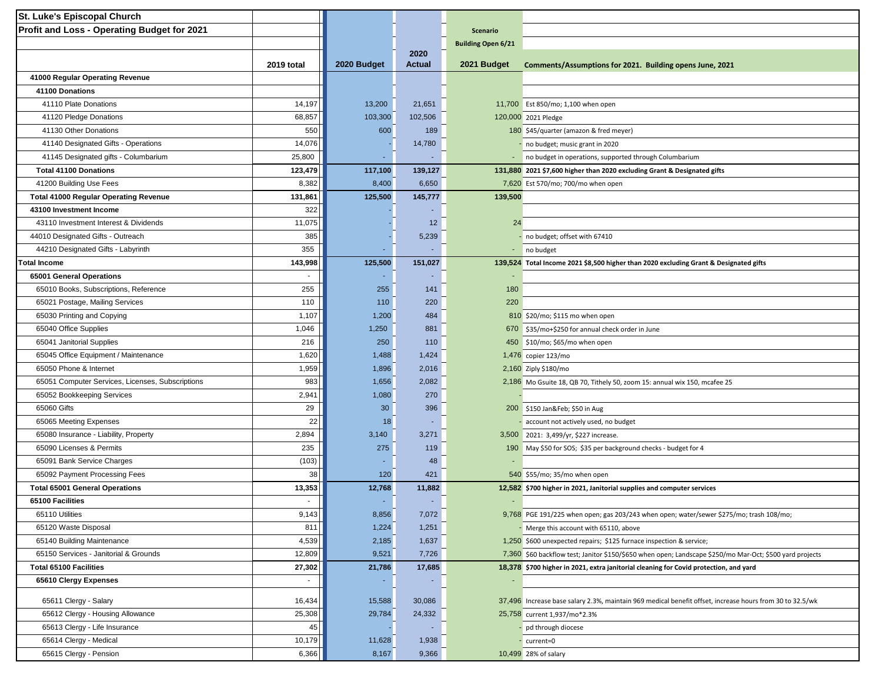**St. Luke's Episcopal Church**

**Profit and Loss - Operating Budget for 2021**

| | 2019 total | 2020 Budget | 2020 Actual | Scenario Building Open 6/21 2021 Budget | Comments/Assumptions for 2021. Building opens June, 2021 |
|---|---|---|---|---|---|
| **41000 Regular Operating Revenue** | | | | | |
| **41100 Donations** | | | | | |
| 41110 Plate Donations | 14,197 | 13,200 | 21,651 | 11,700 | Est 850/mo; 1,100 when open |
| 41120 Pledge Donations | 68,857 | 103,300 | 102,506 | 120,000 | 2021 Pledge |
| 41130 Other Donations | 550 | 600 | 189 | 180 | $45/quarter (amazon & fred meyer) |
| 41140 Designated Gifts - Operations | 14,076 | - | 14,780 | - | no budget; music grant in 2020 |
| 41145 Designated gifts - Columbarium | 25,800 | - | - | - | no budget in operations, supported through Columbarium |
| **Total 41100 Donations** | **123,479** | **117,100** | **139,127** | **131,880** | **2021 $7,600 higher than 2020 excluding Grant & Designated gifts** |
| 41200 Building Use Fees | 8,382 | 8,400 | 6,650 | 7,620 | Est 570/mo; 700/mo when open |
| **Total 41000 Regular Operating Revenue** | **131,861** | **125,500** | **145,777** | **139,500** | |
| **43100 Investment Income** | 322 | - | - | | |
| 43110 Investment Interest & Dividends | 11,075 | - | 12 | 24 | |
| 44010 Designated Gifts - Outreach | 385 | - | 5,239 | - | no budget; offset with 67410 |
| 44210 Designated Gifts - Labyrinth | 355 | - | - | - | no budget |
| **Total Income** | **143,998** | **125,500** | **151,027** | **139,524** | **Total Income 2021 $8,500 higher than 2020 excluding Grant & Designated gifts** |
| **65001 General Operations** | - | - | - | - | |
| 65010 Books, Subscriptions, Reference | 255 | 255 | 141 | 180 | |
| 65021 Postage, Mailing Services | 110 | 110 | 220 | 220 | |
| 65030 Printing and Copying | 1,107 | 1,200 | 484 | 810 | $20/mo; $115 mo when open |
| 65040 Office Supplies | 1,046 | 1,250 | 881 | 670 | $35/mo+$250 for annual check order in June |
| 65041 Janitorial Supplies | 216 | 250 | 110 | 450 | $10/mo; $65/mo when open |
| 65045 Office Equipment / Maintenance | 1,620 | 1,488 | 1,424 | 1,476 | copier 123/mo |
| 65050 Phone & Internet | 1,959 | 1,896 | 2,016 | 2,160 | Ziply $180/mo |
| 65051 Computer Services, Licenses, Subscriptions | 983 | 1,656 | 2,082 | 2,186 | Mo Gsuite 18, QB 70, Tithely 50, zoom 15: annual wix 150, mcafee 25 |
| 65052 Bookkeeping Services | 2,941 | 1,080 | 270 | - | |
| 65060 Gifts | 29 | 30 | 396 | 200 | $150 Jan&Feb; $50 in Aug |
| 65065 Meeting Expenses | 22 | 18 | - | - | account not actively used, no budget |
| 65080 Insurance - Liability, Property | 2,894 | 3,140 | 3,271 | 3,500 | 2021: 3,499/yr, $227 increase. |
| 65090 Licenses & Permits | 235 | 275 | 119 | 190 | May $50 for SOS; $35 per background checks - budget for 4 |
| 65091 Bank Service Charges | (103) | - | 48 | - | |
| 65092 Payment Processing Fees | 38 | 120 | 421 | 540 | $55/mo; 35/mo when open |
| **Total 65001 General Operations** | **13,353** | **12,768** | **11,882** | **12,582** | **$700 higher in 2021, Janitorial supplies and computer services** |
| **65100 Facilities** | - | - | - | - | |
| 65110 Utilities | 9,143 | 8,856 | 7,072 | 9,768 | PGE 191/225 when open; gas 203/243 when open; water/sewer $275/mo; trash 108/mo; |
| 65120 Waste Disposal | 811 | 1,224 | 1,251 | - | Merge this account with 65110, above |
| 65140 Building Maintenance | 4,539 | 2,185 | 1,637 | 1,250 | $600 unexpected repairs; $125 furnace inspection & service; |
| 65150 Services - Janitorial & Grounds | 12,809 | 9,521 | 7,726 | 7,360 | $60 backflow test; Janitor $150/$650 when open; Landscape $250/mo Mar-Oct; $500 yard projects |
| **Total 65100 Facilities** | **27,302** | **21,786** | **17,685** | **18,378** | **$700 higher in 2021, extra janitorial cleaning for Covid protection, and yard** |
| **65610 Clergy Expenses** | - | - | - | - | |
| 65611 Clergy - Salary | 16,434 | 15,588 | 30,086 | 37,496 | Increase base salary 2.3%, maintain 969 medical benefit offset, increase hours from 30 to 32.5/wk |
| 65612 Clergy - Housing Allowance | 25,308 | 29,784 | 24,332 | 25,758 | current 1,937/mo*2.3% |
| 65613 Clergy - Life Insurance | 45 | - | - | - | pd through diocese |
| 65614 Clergy - Medical | 10,179 | 11,628 | 1,938 | - | current=0 |
| 65615 Clergy - Pension | 6,366 | 8,167 | 9,366 | 10,499 | 28% of salary |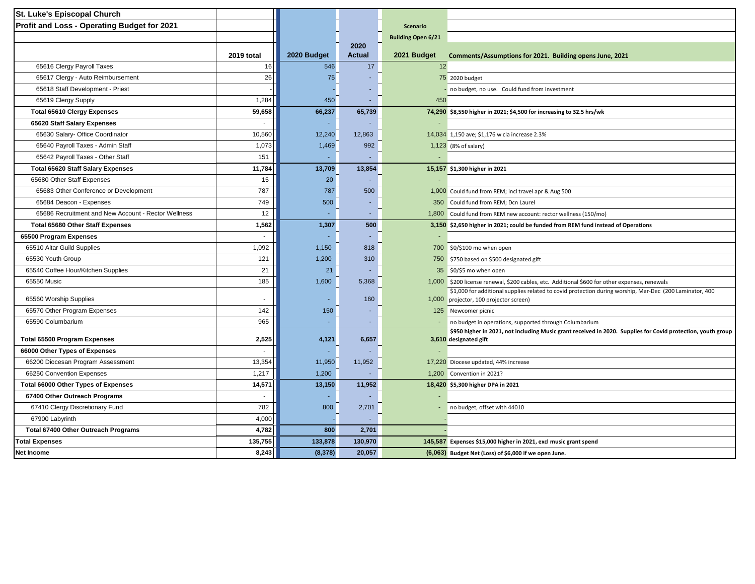| St. Luke's Episcopal Church | | | | | |
|---|---|---|---|---|---|
| **Profit and Loss - Operating Budget for 2021** | | | | **Scenario** | |
| | | | | **Building Open 6/21** | |
| | **2019 total** | **2020 Budget** | **2020 Actual** | **2021 Budget** | **Comments/Assumptions for 2021. Building opens June, 2021** |
| 65616 Clergy Payroll Taxes | 16 | 546 | 17 | 12 | |
| 65617 Clergy - Auto Reimbursement | 26 | 75 | - | 75 | 2020 budget |
| 65618 Staff Development - Priest | - | - | - | - | no budget, no use. Could fund from investment |
| 65619 Clergy Supply | 1,284 | 450 | - | 450 | |
| **Total 65610 Clergy Expenses** | **59,658** | **66,237** | **65,739** | **74,290** | **$8,550 higher in 2021; $4,500 for increasing to 32.5 hrs/wk** |
| **65620 Staff Salary Expenses** | - | - | - | - | |
| 65630 Salary- Office Coordinator | 10,560 | 12,240 | 12,863 | 14,034 | 1,150 ave; $1,176 w cla increase 2.3% |
| 65640 Payroll Taxes - Admin Staff | 1,073 | 1,469 | 992 | 1,123 | (8% of salary) |
| 65642 Payroll Taxes - Other Staff | 151 | - | - | - | |
| **Total 65620 Staff Salary Expenses** | **11,784** | **13,709** | **13,854** | **15,157** | **$1,300 higher in 2021** |
| 65680 Other Staff Expenses | 15 | 20 | - | - | |
| 65683 Other Conference or Development | 787 | 787 | 500 | 1,000 | Could fund from REM; incl travel apr & Aug 500 |
| 65684 Deacon - Expenses | 749 | 500 | - | 350 | Could fund from REM; Dcn Laurel |
| 65686 Recruitment and New Account - Rector Wellness | 12 | - | - | 1,800 | Could fund from REM new account: rector wellness (150/mo) |
| **Total 65680 Other Staff Expenses** | **1,562** | **1,307** | **500** | **3,150** | **$2,650 higher in 2021; could be funded from REM fund instead of Operations** |
| **65500 Program Expenses** | - | - | - | - | |
| 65510 Altar Guild Supplies | 1,092 | 1,150 | 818 | 700 | $0/$100 mo when open |
| 65530 Youth Group | 121 | 1,200 | 310 | 750 | $750 based on $500 designated gift |
| 65540 Coffee Hour/Kitchen Supplies | 21 | 21 | - | 35 | $0/$5 mo when open |
| 65550 Music | 185 | 1,600 | 5,368 | 1,000 | $200 license renewal, $200 cables, etc. Additional $600 for other expenses, renewals |
| 65560 Worship Supplies | - | - | 160 | 1,000 | $1,000 for additional supplies related to covid protection during worship, Mar-Dec (200 Laminator, 400 projector, 100 projector screen) |
| 65570 Other Program Expenses | 142 | 150 | - | 125 | Newcomer picnic |
| 65590 Columbarium | 965 | - | - | - | no budget in operations, supported through Columbarium |
| **Total 65500 Program Expenses** | **2,525** | **4,121** | **6,657** | **3,610** | **$950 higher in 2021, not including Music grant received in 2020. Supplies for Covid protection, youth group designated gift** |
| **66000 Other Types of Expenses** | - | - | - | - | |
| 66200 Diocesan Program Assessment | 13,354 | 11,950 | 11,952 | 17,220 | Diocese updated, 44% increase |
| 66250 Convention Expenses | 1,217 | 1,200 | - | 1,200 | Convention in 2021? |
| **Total 66000 Other Types of Expenses** | **14,571** | **13,150** | **11,952** | **18,420** | **$5,300 higher DPA in 2021** |
| **67400 Other Outreach Programs** | - | - | - | - | |
| 67410 Clergy Discretionary Fund | 782 | 800 | 2,701 | - | no budget, offset with 44010 |
| 67900 Labyrinth | 4,000 | - | - | - | |
| **Total 67400 Other Outreach Programs** | **4,782** | **800** | **2,701** | **-** | |
| **Total Expenses** | **135,755** | **133,878** | **130,970** | **145,587** | **Expenses $15,000 higher in 2021, excl music grant spend** |
| **Net Income** | **8,243** | **(8,378)** | **20,057** | **(6,063)** | **Budget Net (Loss) of $6,000 if we open June.** |